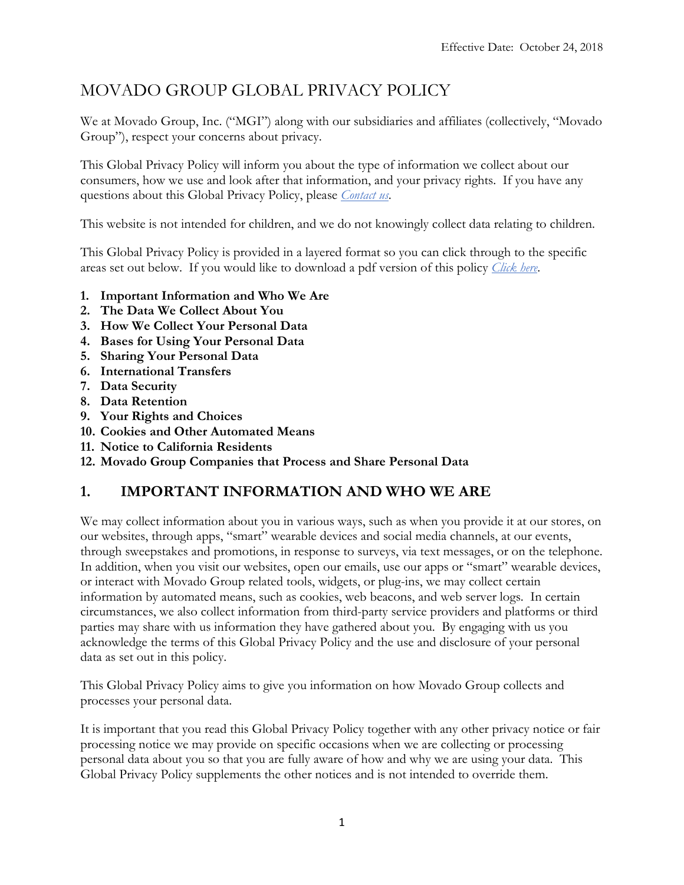Effective Date: October 24, 2018

# MOVADO GROUP GLOBAL PRIVACY POLICY

We at Movado Group, Inc. ("MGI") along with our subsidiaries and affiliates (collectively, "Movado Group"), respect your concerns about privacy.

This Global Privacy Policy will inform you about the type of information we collect about our consumers, how we use and look after that information, and your privacy rights. If you have any questions about this Global Privacy Policy, please *Contact us*.

This website is not intended for children, and we do not knowingly collect data relating to children.

This Global Privacy Policy is provided in a layered format so you can click through to the specific areas set out below. If you would like to download a pdf version of this policy *Click here*.

1. **Important Information and Who We Are**
2. **The Data We Collect About You**
3. **How We Collect Your Personal Data**
4. **Bases for Using Your Personal Data**
5. **Sharing Your Personal Data**
6. **International Transfers**
7. **Data Security**
8. **Data Retention**
9. **Your Rights and Choices**
10. **Cookies and Other Automated Means**
11. **Notice to California Residents**
12. **Movado Group Companies that Process and Share Personal Data**

## 1. IMPORTANT INFORMATION AND WHO WE ARE

We may collect information about you in various ways, such as when you provide it at our stores, on our websites, through apps, "smart" wearable devices and social media channels, at our events, through sweepstakes and promotions, in response to surveys, via text messages, or on the telephone. In addition, when you visit our websites, open our emails, use our apps or "smart" wearable devices, or interact with Movado Group related tools, widgets, or plug-ins, we may collect certain information by automated means, such as cookies, web beacons, and web server logs. In certain circumstances, we also collect information from third-party service providers and platforms or third parties may share with us information they have gathered about you. By engaging with us you acknowledge the terms of this Global Privacy Policy and the use and disclosure of your personal data as set out in this policy.

This Global Privacy Policy aims to give you information on how Movado Group collects and processes your personal data.

It is important that you read this Global Privacy Policy together with any other privacy notice or fair processing notice we may provide on specific occasions when we are collecting or processing personal data about you so that you are fully aware of how and why we are using your data. This Global Privacy Policy supplements the other notices and is not intended to override them.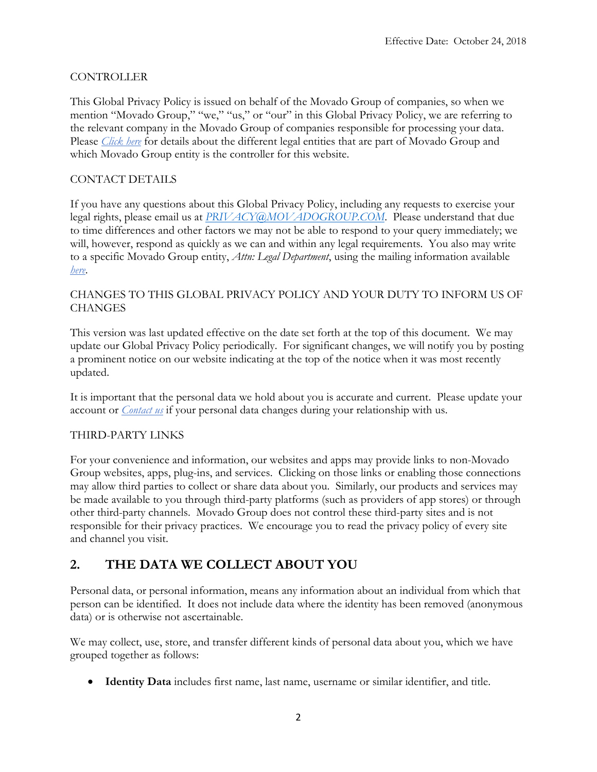Effective Date: October 24, 2018

CONTROLLER

This Global Privacy Policy is issued on behalf of the Movado Group of companies, so when we mention "Movado Group," "we," "us," or "our" in this Global Privacy Policy, we are referring to the relevant company in the Movado Group of companies responsible for processing your data. Please *Click here* for details about the different legal entities that are part of Movado Group and which Movado Group entity is the controller for this website.

CONTACT DETAILS

If you have any questions about this Global Privacy Policy, including any requests to exercise your legal rights, please email us at *PRIVACY@MOVADOGROUP.COM*. Please understand that due to time differences and other factors we may not be able to respond to your query immediately; we will, however, respond as quickly as we can and within any legal requirements. You also may write to a specific Movado Group entity, *Attn: Legal Department*, using the mailing information available *here*.

CHANGES TO THIS GLOBAL PRIVACY POLICY AND YOUR DUTY TO INFORM US OF CHANGES

This version was last updated effective on the date set forth at the top of this document. We may update our Global Privacy Policy periodically. For significant changes, we will notify you by posting a prominent notice on our website indicating at the top of the notice when it was most recently updated.

It is important that the personal data we hold about you is accurate and current. Please update your account or *Contact us* if your personal data changes during your relationship with us.

THIRD-PARTY LINKS

For your convenience and information, our websites and apps may provide links to non-Movado Group websites, apps, plug-ins, and services. Clicking on those links or enabling those connections may allow third parties to collect or share data about you. Similarly, our products and services may be made available to you through third-party platforms (such as providers of app stores) or through other third-party channels. Movado Group does not control these third-party sites and is not responsible for their privacy practices. We encourage you to read the privacy policy of every site and channel you visit.

## 2. THE DATA WE COLLECT ABOUT YOU

Personal data, or personal information, means any information about an individual from which that person can be identified. It does not include data where the identity has been removed (anonymous data) or is otherwise not ascertainable.

We may collect, use, store, and transfer different kinds of personal data about you, which we have grouped together as follows:

- **Identity Data** includes first name, last name, username or similar identifier, and title.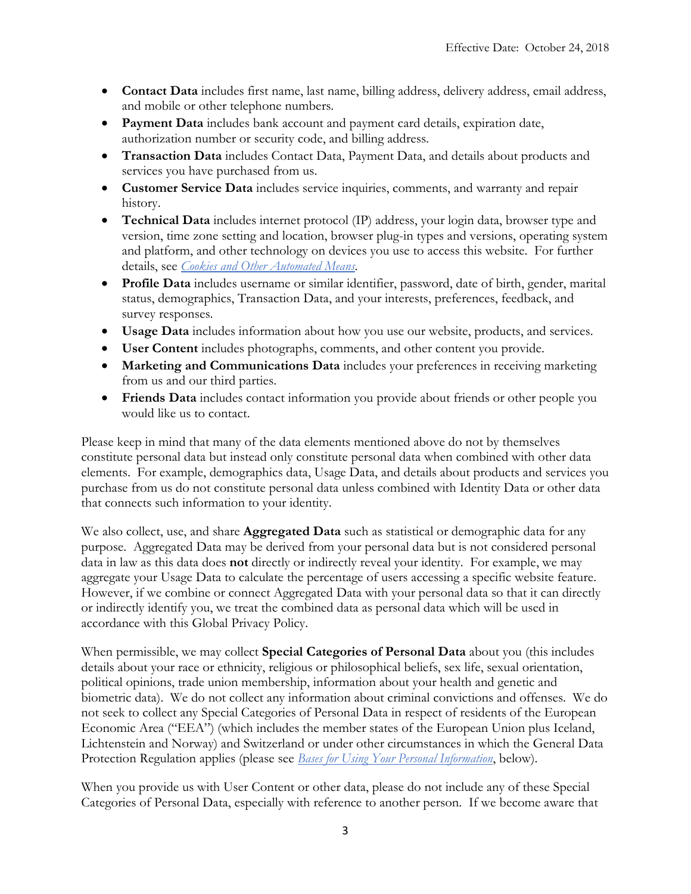- **Contact Data** includes first name, last name, billing address, delivery address, email address, and mobile or other telephone numbers.
- **Payment Data** includes bank account and payment card details, expiration date, authorization number or security code, and billing address.
- **Transaction Data** includes Contact Data, Payment Data, and details about products and services you have purchased from us.
- **Customer Service Data** includes service inquiries, comments, and warranty and repair history.
- **Technical Data** includes internet protocol (IP) address, your login data, browser type and version, time zone setting and location, browser plug-in types and versions, operating system and platform, and other technology on devices you use to access this website. For further details, see *Cookies and Other Automated Means*.
- **Profile Data** includes username or similar identifier, password, date of birth, gender, marital status, demographics, Transaction Data, and your interests, preferences, feedback, and survey responses.
- **Usage Data** includes information about how you use our website, products, and services.
- **User Content** includes photographs, comments, and other content you provide.
- **Marketing and Communications Data** includes your preferences in receiving marketing from us and our third parties.
- **Friends Data** includes contact information you provide about friends or other people you would like us to contact.

Please keep in mind that many of the data elements mentioned above do not by themselves constitute personal data but instead only constitute personal data when combined with other data elements. For example, demographics data, Usage Data, and details about products and services you purchase from us do not constitute personal data unless combined with Identity Data or other data that connects such information to your identity.

We also collect, use, and share **Aggregated Data** such as statistical or demographic data for any purpose. Aggregated Data may be derived from your personal data but is not considered personal data in law as this data does **not** directly or indirectly reveal your identity. For example, we may aggregate your Usage Data to calculate the percentage of users accessing a specific website feature. However, if we combine or connect Aggregated Data with your personal data so that it can directly or indirectly identify you, we treat the combined data as personal data which will be used in accordance with this Global Privacy Policy.

When permissible, we may collect **Special Categories of Personal Data** about you (this includes details about your race or ethnicity, religious or philosophical beliefs, sex life, sexual orientation, political opinions, trade union membership, information about your health and genetic and biometric data). We do not collect any information about criminal convictions and offenses. We do not seek to collect any Special Categories of Personal Data in respect of residents of the European Economic Area ("EEA") (which includes the member states of the European Union plus Iceland, Lichtenstein and Norway) and Switzerland or under other circumstances in which the General Data Protection Regulation applies (please see *Bases for Using Your Personal Information*, below).

When you provide us with User Content or other data, please do not include any of these Special Categories of Personal Data, especially with reference to another person. If we become aware that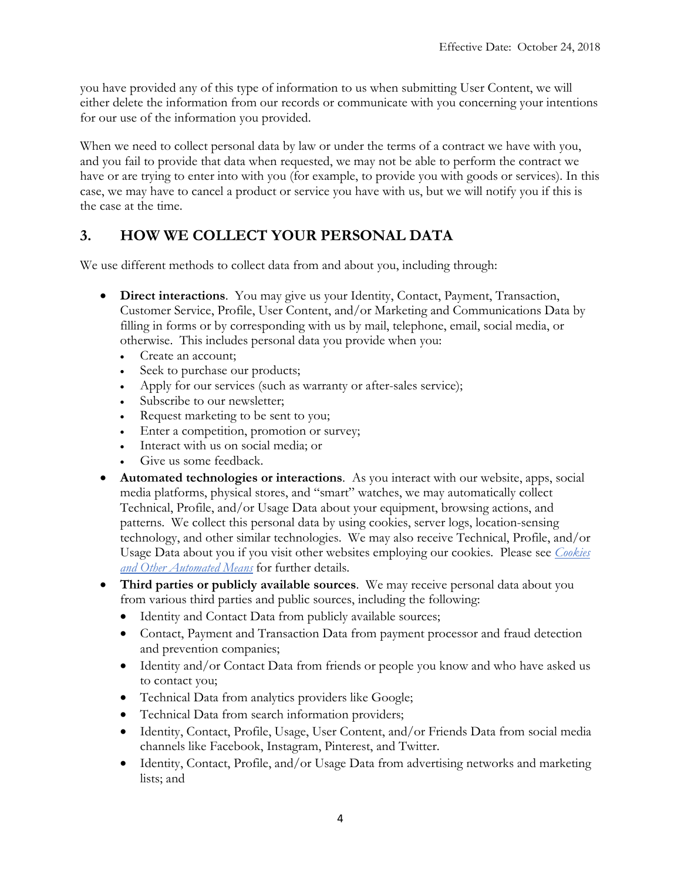you have provided any of this type of information to us when submitting User Content, we will either delete the information from our records or communicate with you concerning your intentions for our use of the information you provided.

When we need to collect personal data by law or under the terms of a contract we have with you, and you fail to provide that data when requested, we may not be able to perform the contract we have or are trying to enter into with you (for example, to provide you with goods or services). In this case, we may have to cancel a product or service you have with us, but we will notify you if this is the case at the time.

## 3. HOW WE COLLECT YOUR PERSONAL DATA

We use different methods to collect data from and about you, including through:

- **Direct interactions**. You may give us your Identity, Contact, Payment, Transaction, Customer Service, Profile, User Content, and/or Marketing and Communications Data by filling in forms or by corresponding with us by mail, telephone, email, social media, or otherwise. This includes personal data you provide when you:
  - Create an account;
  - Seek to purchase our products;
  - Apply for our services (such as warranty or after-sales service);
  - Subscribe to our newsletter;
  - Request marketing to be sent to you;
  - Enter a competition, promotion or survey;
  - Interact with us on social media; or
  - Give us some feedback.
- **Automated technologies or interactions**. As you interact with our website, apps, social media platforms, physical stores, and "smart" watches, we may automatically collect Technical, Profile, and/or Usage Data about your equipment, browsing actions, and patterns. We collect this personal data by using cookies, server logs, location-sensing technology, and other similar technologies. We may also receive Technical, Profile, and/or Usage Data about you if you visit other websites employing our cookies. Please see *Cookies and Other Automated Means* for further details.
- **Third parties or publicly available sources**. We may receive personal data about you from various third parties and public sources, including the following:
  - Identity and Contact Data from publicly available sources;
  - Contact, Payment and Transaction Data from payment processor and fraud detection and prevention companies;
  - Identity and/or Contact Data from friends or people you know and who have asked us to contact you;
  - Technical Data from analytics providers like Google;
  - Technical Data from search information providers;
  - Identity, Contact, Profile, Usage, User Content, and/or Friends Data from social media channels like Facebook, Instagram, Pinterest, and Twitter.
  - Identity, Contact, Profile, and/or Usage Data from advertising networks and marketing lists; and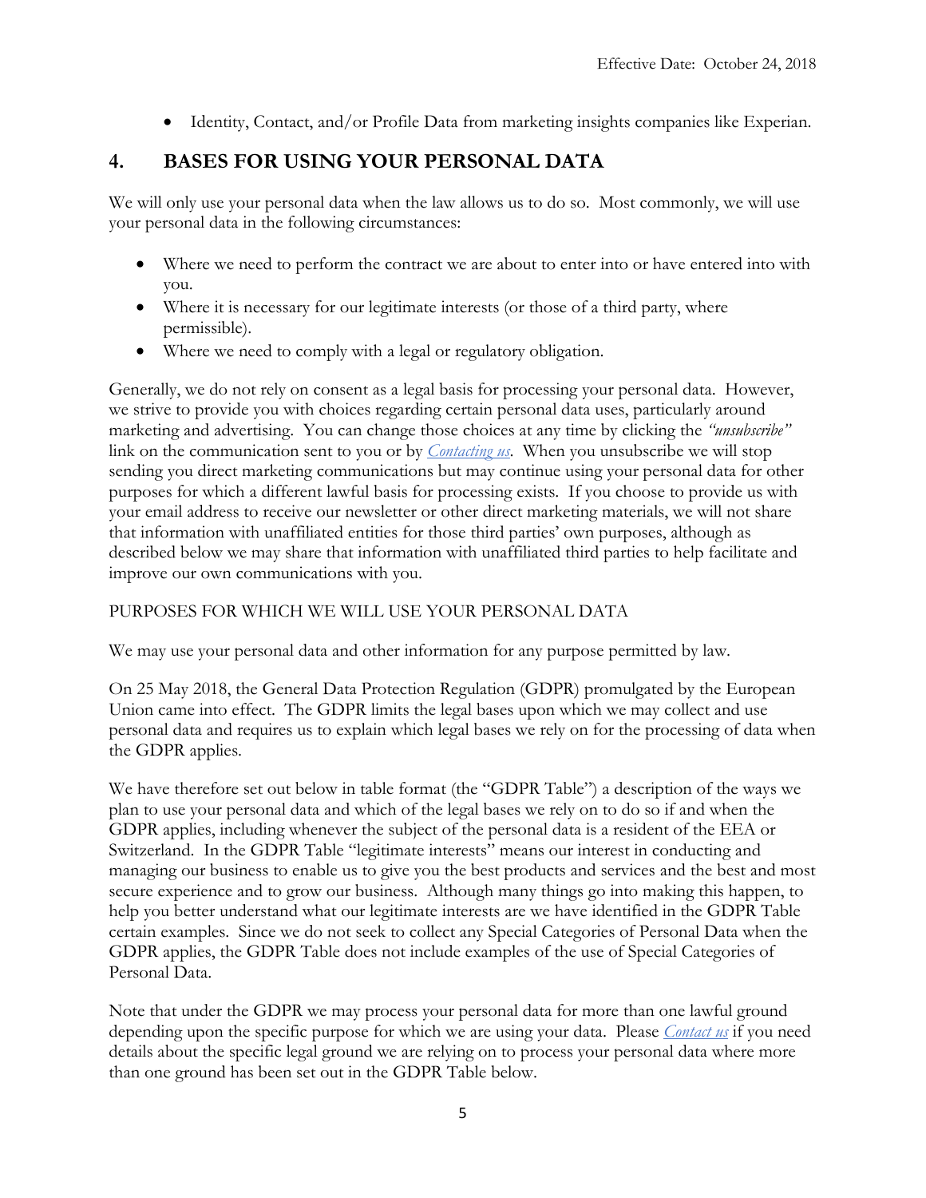- Identity, Contact, and/or Profile Data from marketing insights companies like Experian.

## 4. BASES FOR USING YOUR PERSONAL DATA

We will only use your personal data when the law allows us to do so. Most commonly, we will use your personal data in the following circumstances:

- Where we need to perform the contract we are about to enter into or have entered into with you.
- Where it is necessary for our legitimate interests (or those of a third party, where permissible).
- Where we need to comply with a legal or regulatory obligation.

Generally, we do not rely on consent as a legal basis for processing your personal data. However, we strive to provide you with choices regarding certain personal data uses, particularly around marketing and advertising. You can change those choices at any time by clicking the *"unsubscribe"* link on the communication sent to you or by *Contacting us*. When you unsubscribe we will stop sending you direct marketing communications but may continue using your personal data for other purposes for which a different lawful basis for processing exists. If you choose to provide us with your email address to receive our newsletter or other direct marketing materials, we will not share that information with unaffiliated entities for those third parties' own purposes, although as described below we may share that information with unaffiliated third parties to help facilitate and improve our own communications with you.

PURPOSES FOR WHICH WE WILL USE YOUR PERSONAL DATA

We may use your personal data and other information for any purpose permitted by law.

On 25 May 2018, the General Data Protection Regulation (GDPR) promulgated by the European Union came into effect. The GDPR limits the legal bases upon which we may collect and use personal data and requires us to explain which legal bases we rely on for the processing of data when the GDPR applies.

We have therefore set out below in table format (the "GDPR Table") a description of the ways we plan to use your personal data and which of the legal bases we rely on to do so if and when the GDPR applies, including whenever the subject of the personal data is a resident of the EEA or Switzerland. In the GDPR Table "legitimate interests" means our interest in conducting and managing our business to enable us to give you the best products and services and the best and most secure experience and to grow our business. Although many things go into making this happen, to help you better understand what our legitimate interests are we have identified in the GDPR Table certain examples. Since we do not seek to collect any Special Categories of Personal Data when the GDPR applies, the GDPR Table does not include examples of the use of Special Categories of Personal Data.

Note that under the GDPR we may process your personal data for more than one lawful ground depending upon the specific purpose for which we are using your data. Please *Contact us* if you need details about the specific legal ground we are relying on to process your personal data where more than one ground has been set out in the GDPR Table below.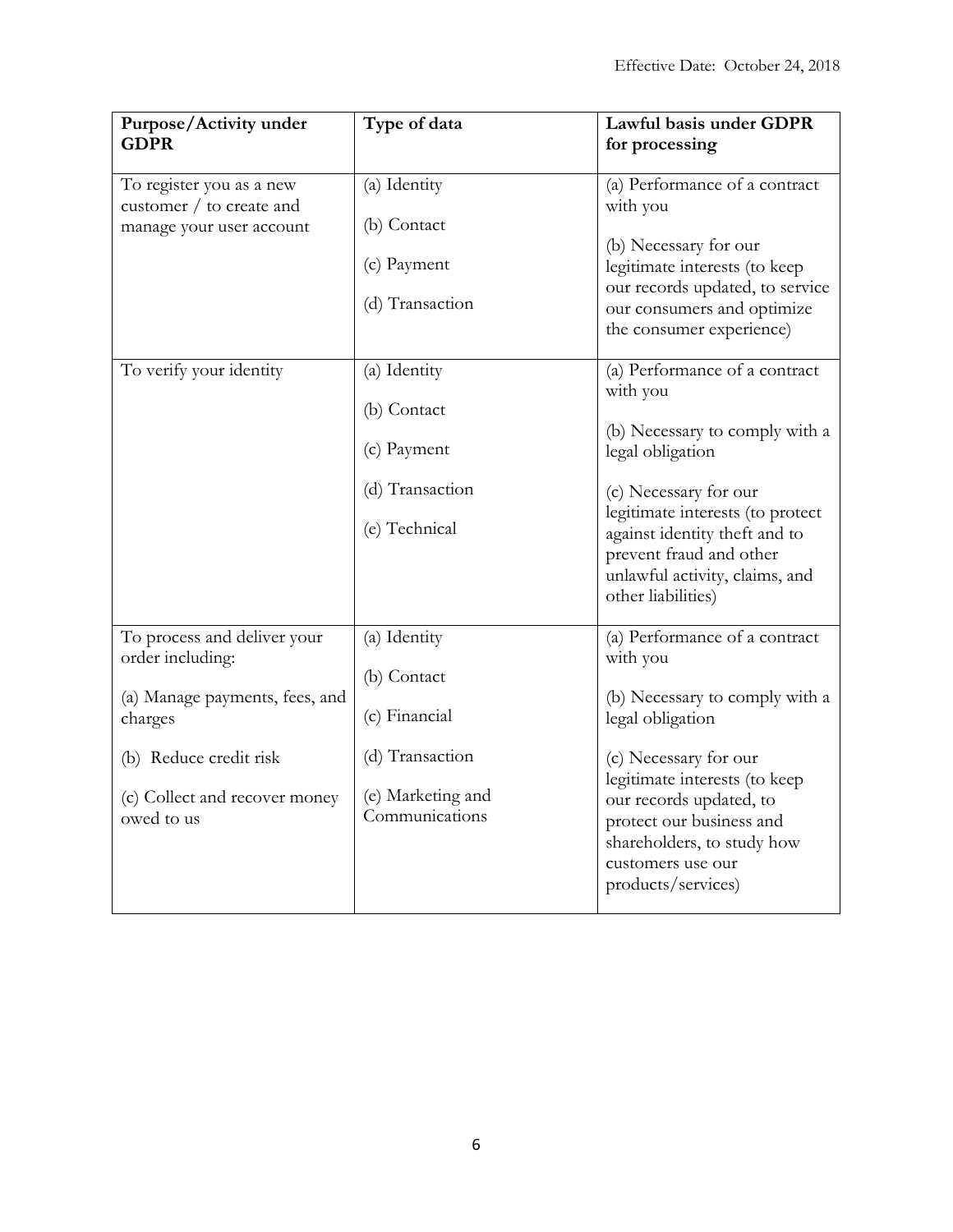Effective Date: October 24, 2018

| Purpose/Activity under GDPR | Type of data | Lawful basis under GDPR for processing |
| --- | --- | --- |
| To register you as a new customer / to create and manage your user account | (a) Identity<br><br>(b) Contact<br><br>(c) Payment<br><br>(d) Transaction | (a) Performance of a contract with you<br><br>(b) Necessary for our legitimate interests (to keep our records updated, to service our consumers and optimize the consumer experience) |
| To verify your identity | (a) Identity<br><br>(b) Contact<br><br>(c) Payment<br><br>(d) Transaction<br><br>(e) Technical | (a) Performance of a contract with you<br><br>(b) Necessary to comply with a legal obligation<br><br>(c) Necessary for our legitimate interests (to protect against identity theft and to prevent fraud and other unlawful activity, claims, and other liabilities) |
| To process and deliver your order including:<br><br>(a) Manage payments, fees, and charges<br><br>(b) Reduce credit risk<br><br>(c) Collect and recover money owed to us | (a) Identity<br><br>(b) Contact<br><br>(c) Financial<br><br>(d) Transaction<br><br>(e) Marketing and Communications | (a) Performance of a contract with you<br><br>(b) Necessary to comply with a legal obligation<br><br>(c) Necessary for our legitimate interests (to keep our records updated, to protect our business and shareholders, to study how customers use our products/services) |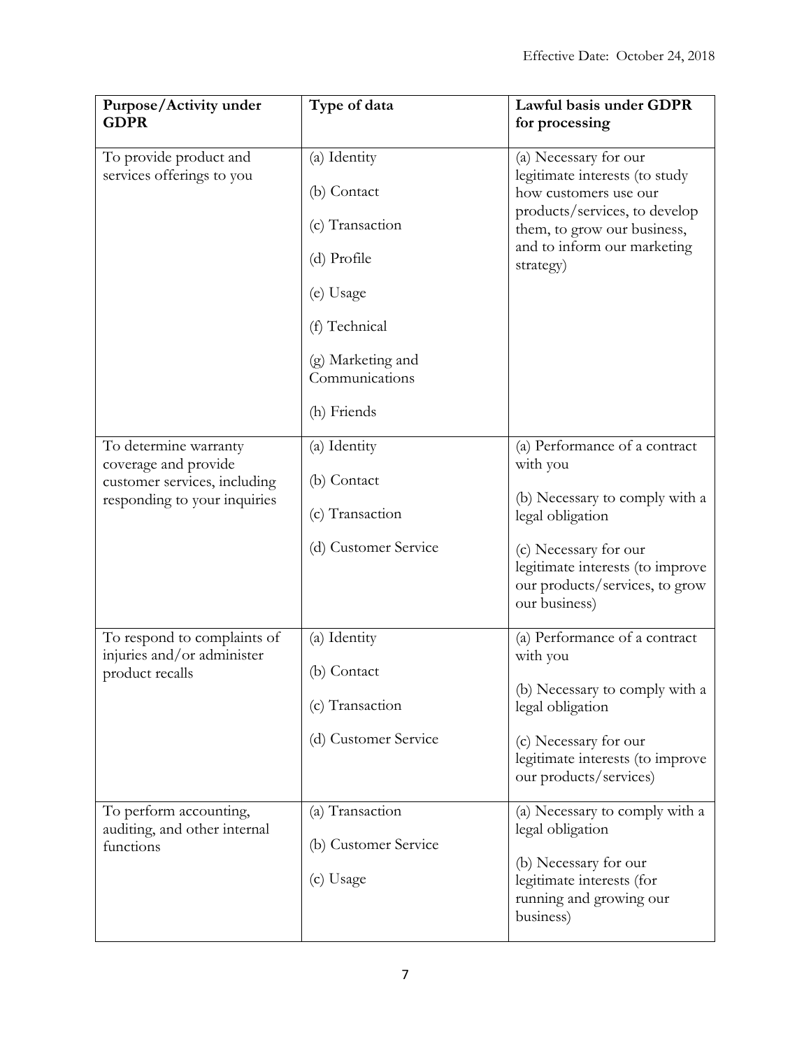| Purpose/Activity under GDPR | Type of data | Lawful basis under GDPR for processing |
|---|---|---|
| To provide product and services offerings to you | (a) Identity<br><br>(b) Contact<br><br>(c) Transaction<br><br>(d) Profile<br><br>(e) Usage<br><br>(f) Technical<br><br>(g) Marketing and Communications<br><br>(h) Friends | (a) Necessary for our legitimate interests (to study how customers use our products/services, to develop them, to grow our business, and to inform our marketing strategy) |
| To determine warranty coverage and provide customer services, including responding to your inquiries | (a) Identity<br><br>(b) Contact<br><br>(c) Transaction<br><br>(d) Customer Service | (a) Performance of a contract with you<br><br>(b) Necessary to comply with a legal obligation<br><br>(c) Necessary for our legitimate interests (to improve our products/services, to grow our business) |
| To respond to complaints of injuries and/or administer product recalls | (a) Identity<br><br>(b) Contact<br><br>(c) Transaction<br><br>(d) Customer Service | (a) Performance of a contract with you<br><br>(b) Necessary to comply with a legal obligation<br><br>(c) Necessary for our legitimate interests (to improve our products/services) |
| To perform accounting, auditing, and other internal functions | (a) Transaction<br><br>(b) Customer Service<br><br>(c) Usage | (a) Necessary to comply with a legal obligation<br><br>(b) Necessary for our legitimate interests (for running and growing our business) |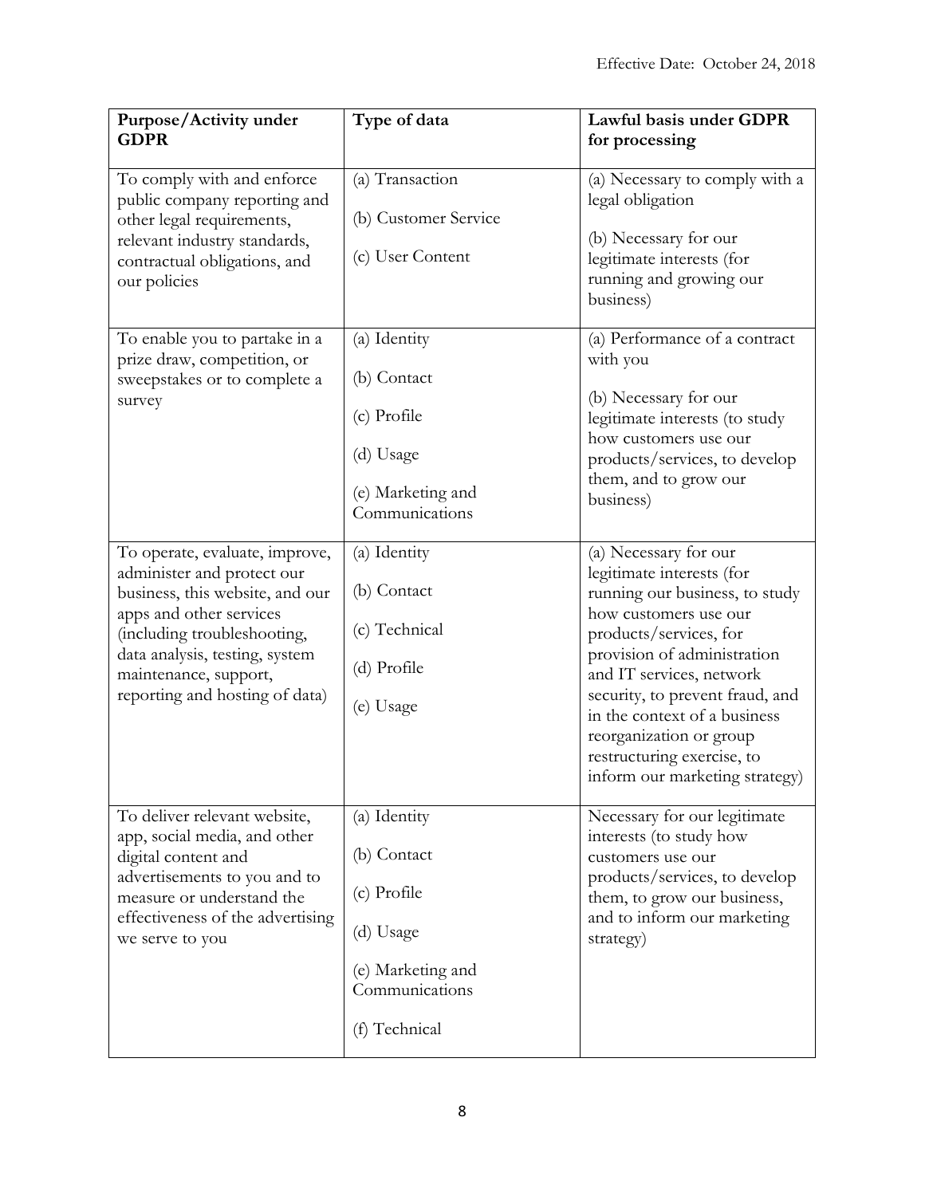Effective Date: October 24, 2018

| Purpose/Activity under GDPR | Type of data | Lawful basis under GDPR for processing |
| --- | --- | --- |
| To comply with and enforce public company reporting and other legal requirements, relevant industry standards, contractual obligations, and our policies | (a) Transaction<br><br>(b) Customer Service<br><br>(c) User Content | (a) Necessary to comply with a legal obligation<br><br>(b) Necessary for our legitimate interests (for running and growing our business) |
| To enable you to partake in a prize draw, competition, or sweepstakes or to complete a survey | (a) Identity<br><br>(b) Contact<br><br>(c) Profile<br><br>(d) Usage<br><br>(e) Marketing and Communications | (a) Performance of a contract with you<br><br>(b) Necessary for our legitimate interests (to study how customers use our products/services, to develop them, and to grow our business) |
| To operate, evaluate, improve, administer and protect our business, this website, and our apps and other services (including troubleshooting, data analysis, testing, system maintenance, support, reporting and hosting of data) | (a) Identity<br><br>(b) Contact<br><br>(c) Technical<br><br>(d) Profile<br><br>(e) Usage | (a) Necessary for our legitimate interests (for running our business, to study how customers use our products/services, for provision of administration and IT services, network security, to prevent fraud, and in the context of a business reorganization or group restructuring exercise, to inform our marketing strategy) |
| To deliver relevant website, app, social media, and other digital content and advertisements to you and to measure or understand the effectiveness of the advertising we serve to you | (a) Identity<br><br>(b) Contact<br><br>(c) Profile<br><br>(d) Usage<br><br>(e) Marketing and Communications<br><br>(f) Technical | Necessary for our legitimate interests (to study how customers use our products/services, to develop them, to grow our business, and to inform our marketing strategy) |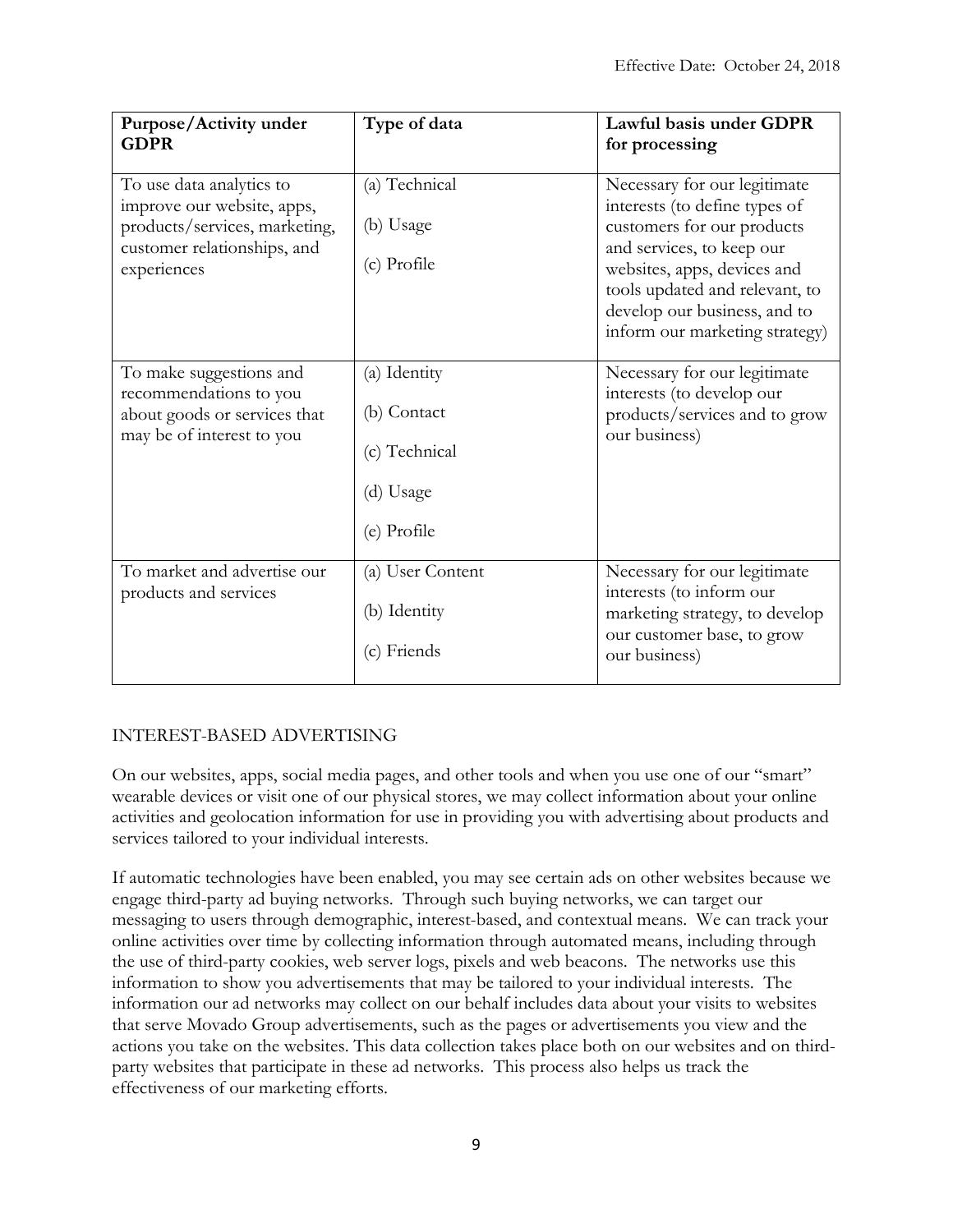| Purpose/Activity under GDPR | Type of data | Lawful basis under GDPR for processing |
| --- | --- | --- |
| To use data analytics to improve our website, apps, products/services, marketing, customer relationships, and experiences | (a) Technical<br><br>(b) Usage<br><br>(c) Profile | Necessary for our legitimate interests (to define types of customers for our products and services, to keep our websites, apps, devices and tools updated and relevant, to develop our business, and to inform our marketing strategy) |
| To make suggestions and recommendations to you about goods or services that may be of interest to you | (a) Identity<br><br>(b) Contact<br><br>(c) Technical<br><br>(d) Usage<br><br>(e) Profile | Necessary for our legitimate interests (to develop our products/services and to grow our business) |
| To market and advertise our products and services | (a) User Content<br><br>(b) Identity<br><br>(c) Friends | Necessary for our legitimate interests (to inform our marketing strategy, to develop our customer base, to grow our business) |

## INTEREST-BASED ADVERTISING

On our websites, apps, social media pages, and other tools and when you use one of our "smart" wearable devices or visit one of our physical stores, we may collect information about your online activities and geolocation information for use in providing you with advertising about products and services tailored to your individual interests.

If automatic technologies have been enabled, you may see certain ads on other websites because we engage third-party ad buying networks. Through such buying networks, we can target our messaging to users through demographic, interest-based, and contextual means. We can track your online activities over time by collecting information through automated means, including through the use of third-party cookies, web server logs, pixels and web beacons. The networks use this information to show you advertisements that may be tailored to your individual interests. The information our ad networks may collect on our behalf includes data about your visits to websites that serve Movado Group advertisements, such as the pages or advertisements you view and the actions you take on the websites. This data collection takes place both on our websites and on third-party websites that participate in these ad networks. This process also helps us track the effectiveness of our marketing efforts.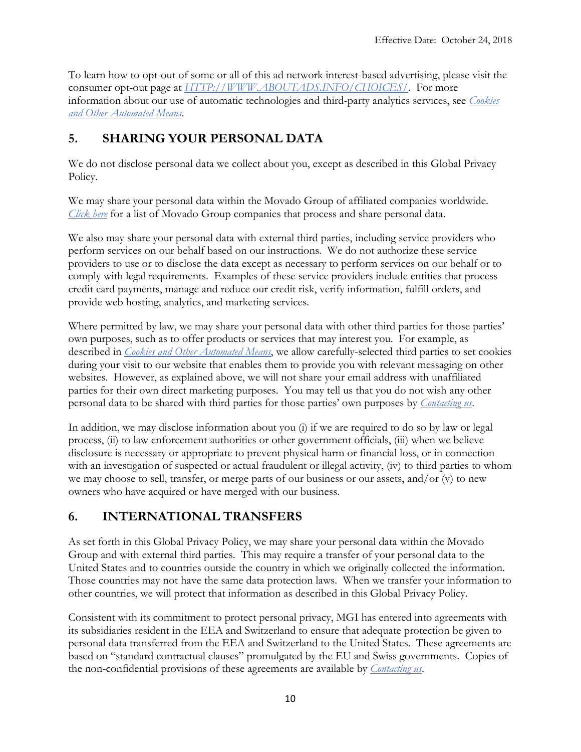Effective Date: October 24, 2018

To learn how to opt-out of some or all of this ad network interest-based advertising, please visit the consumer opt-out page at *HTTP://WWW.ABOUTADS.INFO/CHOICES/*. For more information about our use of automatic technologies and third-party analytics services, see *Cookies and Other Automated Means*.

## 5. SHARING YOUR PERSONAL DATA

We do not disclose personal data we collect about you, except as described in this Global Privacy Policy.

We may share your personal data within the Movado Group of affiliated companies worldwide. *Click here* for a list of Movado Group companies that process and share personal data.

We also may share your personal data with external third parties, including service providers who perform services on our behalf based on our instructions. We do not authorize these service providers to use or to disclose the data except as necessary to perform services on our behalf or to comply with legal requirements. Examples of these service providers include entities that process credit card payments, manage and reduce our credit risk, verify information, fulfill orders, and provide web hosting, analytics, and marketing services.

Where permitted by law, we may share your personal data with other third parties for those parties' own purposes, such as to offer products or services that may interest you. For example, as described in *Cookies and Other Automated Means*, we allow carefully-selected third parties to set cookies during your visit to our website that enables them to provide you with relevant messaging on other websites. However, as explained above, we will not share your email address with unaffiliated parties for their own direct marketing purposes. You may tell us that you do not wish any other personal data to be shared with third parties for those parties' own purposes by *Contacting us*.

In addition, we may disclose information about you (i) if we are required to do so by law or legal process, (ii) to law enforcement authorities or other government officials, (iii) when we believe disclosure is necessary or appropriate to prevent physical harm or financial loss, or in connection with an investigation of suspected or actual fraudulent or illegal activity, (iv) to third parties to whom we may choose to sell, transfer, or merge parts of our business or our assets, and/or (v) to new owners who have acquired or have merged with our business.

## 6. INTERNATIONAL TRANSFERS

As set forth in this Global Privacy Policy, we may share your personal data within the Movado Group and with external third parties. This may require a transfer of your personal data to the United States and to countries outside the country in which we originally collected the information. Those countries may not have the same data protection laws. When we transfer your information to other countries, we will protect that information as described in this Global Privacy Policy.

Consistent with its commitment to protect personal privacy, MGI has entered into agreements with its subsidiaries resident in the EEA and Switzerland to ensure that adequate protection be given to personal data transferred from the EEA and Switzerland to the United States. These agreements are based on "standard contractual clauses" promulgated by the EU and Swiss governments. Copies of the non-confidential provisions of these agreements are available by *Contacting us*.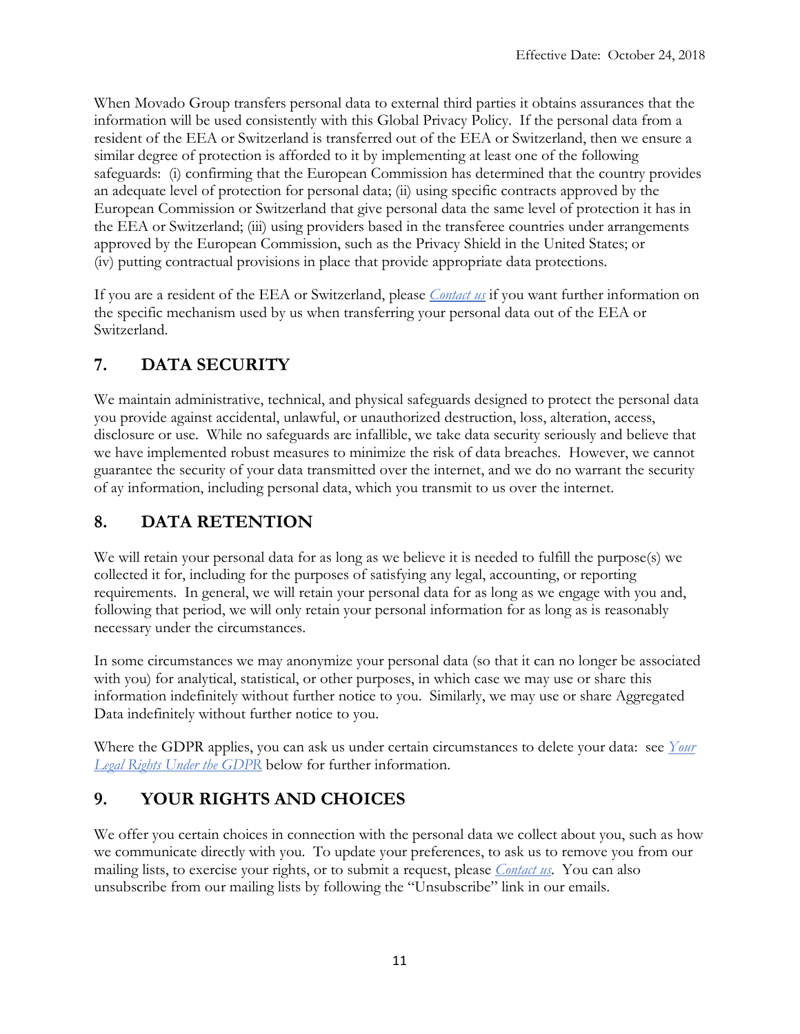When Movado Group transfers personal data to external third parties it obtains assurances that the information will be used consistently with this Global Privacy Policy. If the personal data from a resident of the EEA or Switzerland is transferred out of the EEA or Switzerland, then we ensure a similar degree of protection is afforded to it by implementing at least one of the following safeguards: (i) confirming that the European Commission has determined that the country provides an adequate level of protection for personal data; (ii) using specific contracts approved by the European Commission or Switzerland that give personal data the same level of protection it has in the EEA or Switzerland; (iii) using providers based in the transferee countries under arrangements approved by the European Commission, such as the Privacy Shield in the United States; or (iv) putting contractual provisions in place that provide appropriate data protections.

If you are a resident of the EEA or Switzerland, please *Contact us* if you want further information on the specific mechanism used by us when transferring your personal data out of the EEA or Switzerland.

## 7. DATA SECURITY

We maintain administrative, technical, and physical safeguards designed to protect the personal data you provide against accidental, unlawful, or unauthorized destruction, loss, alteration, access, disclosure or use. While no safeguards are infallible, we take data security seriously and believe that we have implemented robust measures to minimize the risk of data breaches. However, we cannot guarantee the security of your data transmitted over the internet, and we do no warrant the security of ay information, including personal data, which you transmit to us over the internet.

## 8. DATA RETENTION

We will retain your personal data for as long as we believe it is needed to fulfill the purpose(s) we collected it for, including for the purposes of satisfying any legal, accounting, or reporting requirements. In general, we will retain your personal data for as long as we engage with you and, following that period, we will only retain your personal information for as long as is reasonably necessary under the circumstances.

In some circumstances we may anonymize your personal data (so that it can no longer be associated with you) for analytical, statistical, or other purposes, in which case we may use or share this information indefinitely without further notice to you. Similarly, we may use or share Aggregated Data indefinitely without further notice to you.

Where the GDPR applies, you can ask us under certain circumstances to delete your data: see *Your Legal Rights Under the GDPR* below for further information.

## 9. YOUR RIGHTS AND CHOICES

We offer you certain choices in connection with the personal data we collect about you, such as how we communicate directly with you. To update your preferences, to ask us to remove you from our mailing lists, to exercise your rights, or to submit a request, please *Contact us*. You can also unsubscribe from our mailing lists by following the "Unsubscribe" link in our emails.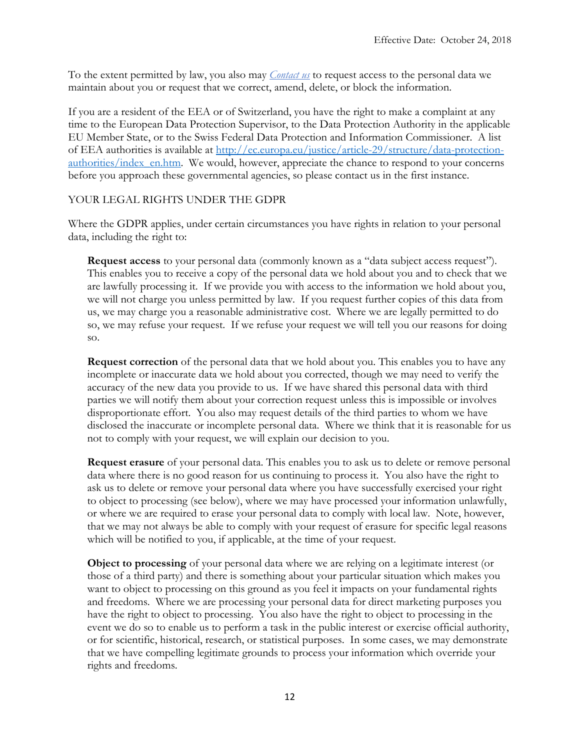To the extent permitted by law, you also may [*Contact us*]() to request access to the personal data we maintain about you or request that we correct, amend, delete, or block the information.

If you are a resident of the EEA or of Switzerland, you have the right to make a complaint at any time to the European Data Protection Supervisor, to the Data Protection Authority in the applicable EU Member State, or to the Swiss Federal Data Protection and Information Commissioner. A list of EEA authorities is available at http://ec.europa.eu/justice/article-29/structure/data-protection-authorities/index_en.htm. We would, however, appreciate the chance to respond to your concerns before you approach these governmental agencies, so please contact us in the first instance.

## YOUR LEGAL RIGHTS UNDER THE GDPR

Where the GDPR applies, under certain circumstances you have rights in relation to your personal data, including the right to:

**Request access** to your personal data (commonly known as a "data subject access request"). This enables you to receive a copy of the personal data we hold about you and to check that we are lawfully processing it. If we provide you with access to the information we hold about you, we will not charge you unless permitted by law. If you request further copies of this data from us, we may charge you a reasonable administrative cost. Where we are legally permitted to do so, we may refuse your request. If we refuse your request we will tell you our reasons for doing so.

**Request correction** of the personal data that we hold about you. This enables you to have any incomplete or inaccurate data we hold about you corrected, though we may need to verify the accuracy of the new data you provide to us. If we have shared this personal data with third parties we will notify them about your correction request unless this is impossible or involves disproportionate effort. You also may request details of the third parties to whom we have disclosed the inaccurate or incomplete personal data. Where we think that it is reasonable for us not to comply with your request, we will explain our decision to you.

**Request erasure** of your personal data. This enables you to ask us to delete or remove personal data where there is no good reason for us continuing to process it. You also have the right to ask us to delete or remove your personal data where you have successfully exercised your right to object to processing (see below), where we may have processed your information unlawfully, or where we are required to erase your personal data to comply with local law. Note, however, that we may not always be able to comply with your request of erasure for specific legal reasons which will be notified to you, if applicable, at the time of your request.

**Object to processing** of your personal data where we are relying on a legitimate interest (or those of a third party) and there is something about your particular situation which makes you want to object to processing on this ground as you feel it impacts on your fundamental rights and freedoms. Where we are processing your personal data for direct marketing purposes you have the right to object to processing. You also have the right to object to processing in the event we do so to enable us to perform a task in the public interest or exercise official authority, or for scientific, historical, research, or statistical purposes. In some cases, we may demonstrate that we have compelling legitimate grounds to process your information which override your rights and freedoms.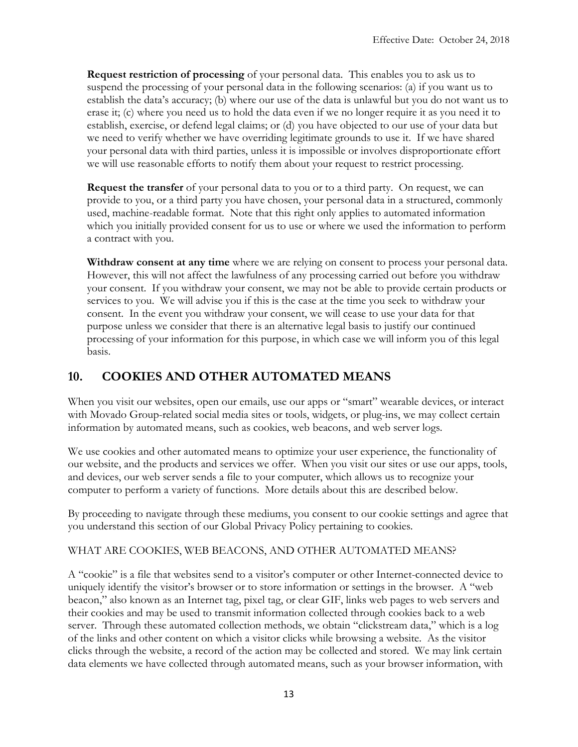**Request restriction of processing** of your personal data. This enables you to ask us to suspend the processing of your personal data in the following scenarios: (a) if you want us to establish the data's accuracy; (b) where our use of the data is unlawful but you do not want us to erase it; (c) where you need us to hold the data even if we no longer require it as you need it to establish, exercise, or defend legal claims; or (d) you have objected to our use of your data but we need to verify whether we have overriding legitimate grounds to use it. If we have shared your personal data with third parties, unless it is impossible or involves disproportionate effort we will use reasonable efforts to notify them about your request to restrict processing.

**Request the transfer** of your personal data to you or to a third party. On request, we can provide to you, or a third party you have chosen, your personal data in a structured, commonly used, machine-readable format. Note that this right only applies to automated information which you initially provided consent for us to use or where we used the information to perform a contract with you.

**Withdraw consent at any time** where we are relying on consent to process your personal data. However, this will not affect the lawfulness of any processing carried out before you withdraw your consent. If you withdraw your consent, we may not be able to provide certain products or services to you. We will advise you if this is the case at the time you seek to withdraw your consent. In the event you withdraw your consent, we will cease to use your data for that purpose unless we consider that there is an alternative legal basis to justify our continued processing of your information for this purpose, in which case we will inform you of this legal basis.

## 10. COOKIES AND OTHER AUTOMATED MEANS

When you visit our websites, open our emails, use our apps or "smart" wearable devices, or interact with Movado Group-related social media sites or tools, widgets, or plug-ins, we may collect certain information by automated means, such as cookies, web beacons, and web server logs.

We use cookies and other automated means to optimize your user experience, the functionality of our website, and the products and services we offer. When you visit our sites or use our apps, tools, and devices, our web server sends a file to your computer, which allows us to recognize your computer to perform a variety of functions. More details about this are described below.

By proceeding to navigate through these mediums, you consent to our cookie settings and agree that you understand this section of our Global Privacy Policy pertaining to cookies.

WHAT ARE COOKIES, WEB BEACONS, AND OTHER AUTOMATED MEANS?

A "cookie" is a file that websites send to a visitor's computer or other Internet-connected device to uniquely identify the visitor's browser or to store information or settings in the browser. A "web beacon," also known as an Internet tag, pixel tag, or clear GIF, links web pages to web servers and their cookies and may be used to transmit information collected through cookies back to a web server. Through these automated collection methods, we obtain "clickstream data," which is a log of the links and other content on which a visitor clicks while browsing a website. As the visitor clicks through the website, a record of the action may be collected and stored. We may link certain data elements we have collected through automated means, such as your browser information, with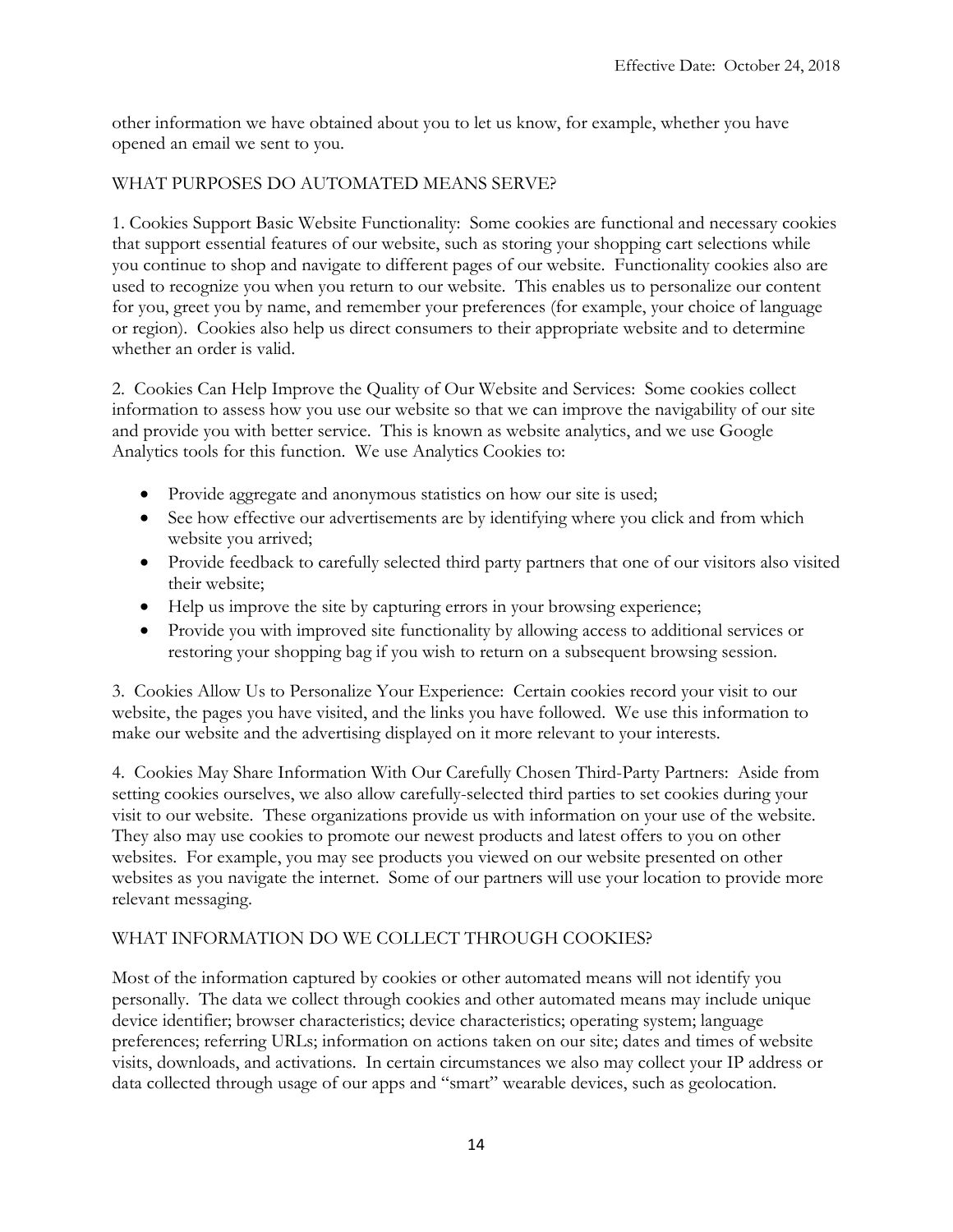other information we have obtained about you to let us know, for example, whether you have opened an email we sent to you.

## WHAT PURPOSES DO AUTOMATED MEANS SERVE?

1. Cookies Support Basic Website Functionality: Some cookies are functional and necessary cookies that support essential features of our website, such as storing your shopping cart selections while you continue to shop and navigate to different pages of our website. Functionality cookies also are used to recognize you when you return to our website. This enables us to personalize our content for you, greet you by name, and remember your preferences (for example, your choice of language or region). Cookies also help us direct consumers to their appropriate website and to determine whether an order is valid.

2. Cookies Can Help Improve the Quality of Our Website and Services: Some cookies collect information to assess how you use our website so that we can improve the navigability of our site and provide you with better service. This is known as website analytics, and we use Google Analytics tools for this function. We use Analytics Cookies to:

- Provide aggregate and anonymous statistics on how our site is used;
- See how effective our advertisements are by identifying where you click and from which website you arrived;
- Provide feedback to carefully selected third party partners that one of our visitors also visited their website;
- Help us improve the site by capturing errors in your browsing experience;
- Provide you with improved site functionality by allowing access to additional services or restoring your shopping bag if you wish to return on a subsequent browsing session.

3. Cookies Allow Us to Personalize Your Experience: Certain cookies record your visit to our website, the pages you have visited, and the links you have followed. We use this information to make our website and the advertising displayed on it more relevant to your interests.

4. Cookies May Share Information With Our Carefully Chosen Third-Party Partners: Aside from setting cookies ourselves, we also allow carefully-selected third parties to set cookies during your visit to our website. These organizations provide us with information on your use of the website. They also may use cookies to promote our newest products and latest offers to you on other websites. For example, you may see products you viewed on our website presented on other websites as you navigate the internet. Some of our partners will use your location to provide more relevant messaging.

## WHAT INFORMATION DO WE COLLECT THROUGH COOKIES?

Most of the information captured by cookies or other automated means will not identify you personally. The data we collect through cookies and other automated means may include unique device identifier; browser characteristics; device characteristics; operating system; language preferences; referring URLs; information on actions taken on our site; dates and times of website visits, downloads, and activations. In certain circumstances we also may collect your IP address or data collected through usage of our apps and "smart" wearable devices, such as geolocation.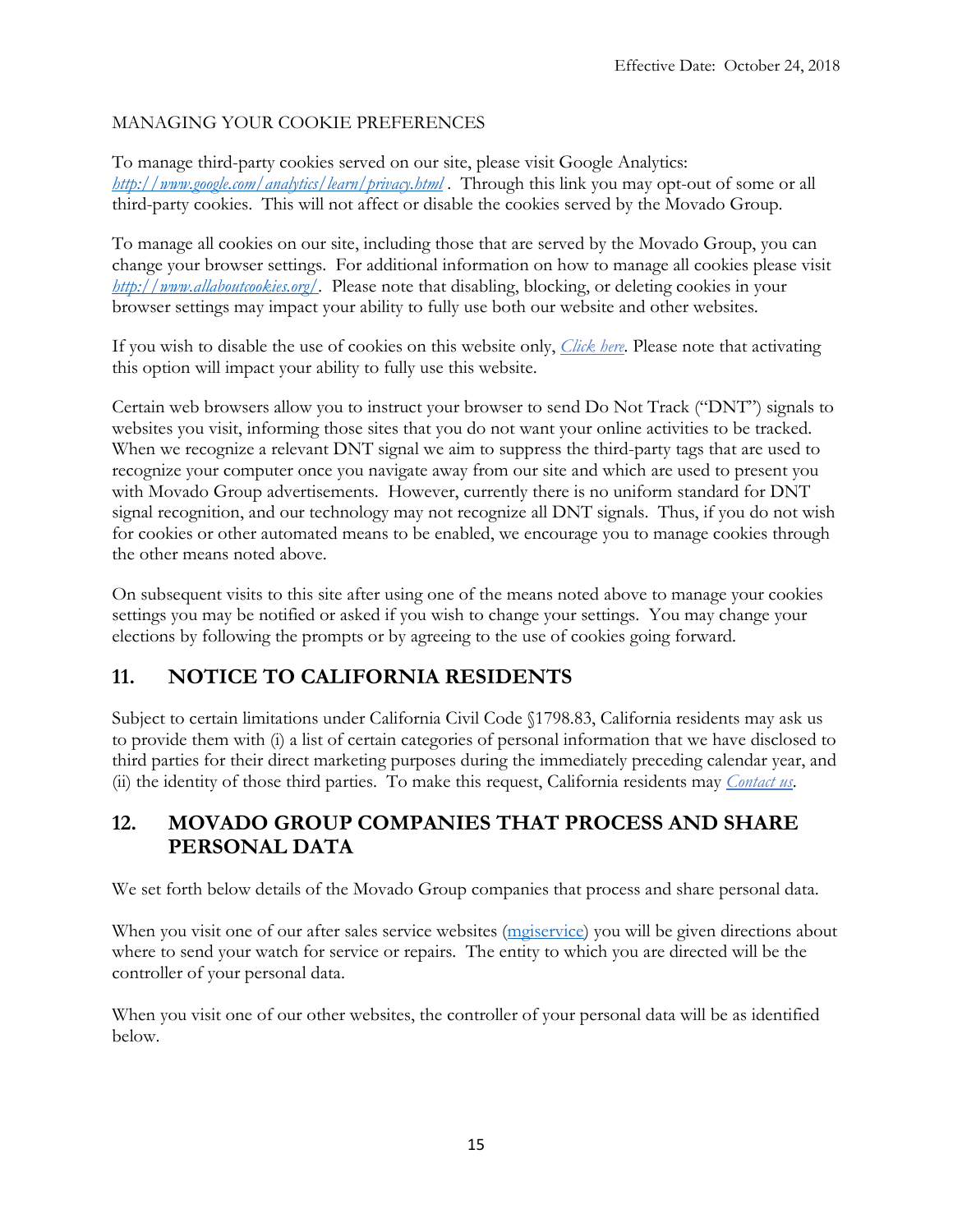Effective Date: October 24, 2018

MANAGING YOUR COOKIE PREFERENCES

To manage third-party cookies served on our site, please visit Google Analytics: *http://www.google.com/analytics/learn/privacy.html* . Through this link you may opt-out of some or all third-party cookies. This will not affect or disable the cookies served by the Movado Group.

To manage all cookies on our site, including those that are served by the Movado Group, you can change your browser settings. For additional information on how to manage all cookies please visit *http://www.allaboutcookies.org/*. Please note that disabling, blocking, or deleting cookies in your browser settings may impact your ability to fully use both our website and other websites.

If you wish to disable the use of cookies on this website only, *Click here*. Please note that activating this option will impact your ability to fully use this website.

Certain web browsers allow you to instruct your browser to send Do Not Track ("DNT") signals to websites you visit, informing those sites that you do not want your online activities to be tracked. When we recognize a relevant DNT signal we aim to suppress the third-party tags that are used to recognize your computer once you navigate away from our site and which are used to present you with Movado Group advertisements. However, currently there is no uniform standard for DNT signal recognition, and our technology may not recognize all DNT signals. Thus, if you do not wish for cookies or other automated means to be enabled, we encourage you to manage cookies through the other means noted above.

On subsequent visits to this site after using one of the means noted above to manage your cookies settings you may be notified or asked if you wish to change your settings. You may change your elections by following the prompts or by agreeing to the use of cookies going forward.

## 11. NOTICE TO CALIFORNIA RESIDENTS

Subject to certain limitations under California Civil Code §1798.83, California residents may ask us to provide them with (i) a list of certain categories of personal information that we have disclosed to third parties for their direct marketing purposes during the immediately preceding calendar year, and (ii) the identity of those third parties. To make this request, California residents may *Contact us*.

## 12. MOVADO GROUP COMPANIES THAT PROCESS AND SHARE PERSONAL DATA

We set forth below details of the Movado Group companies that process and share personal data.

When you visit one of our after sales service websites (mgiservice) you will be given directions about where to send your watch for service or repairs. The entity to which you are directed will be the controller of your personal data.

When you visit one of our other websites, the controller of your personal data will be as identified below.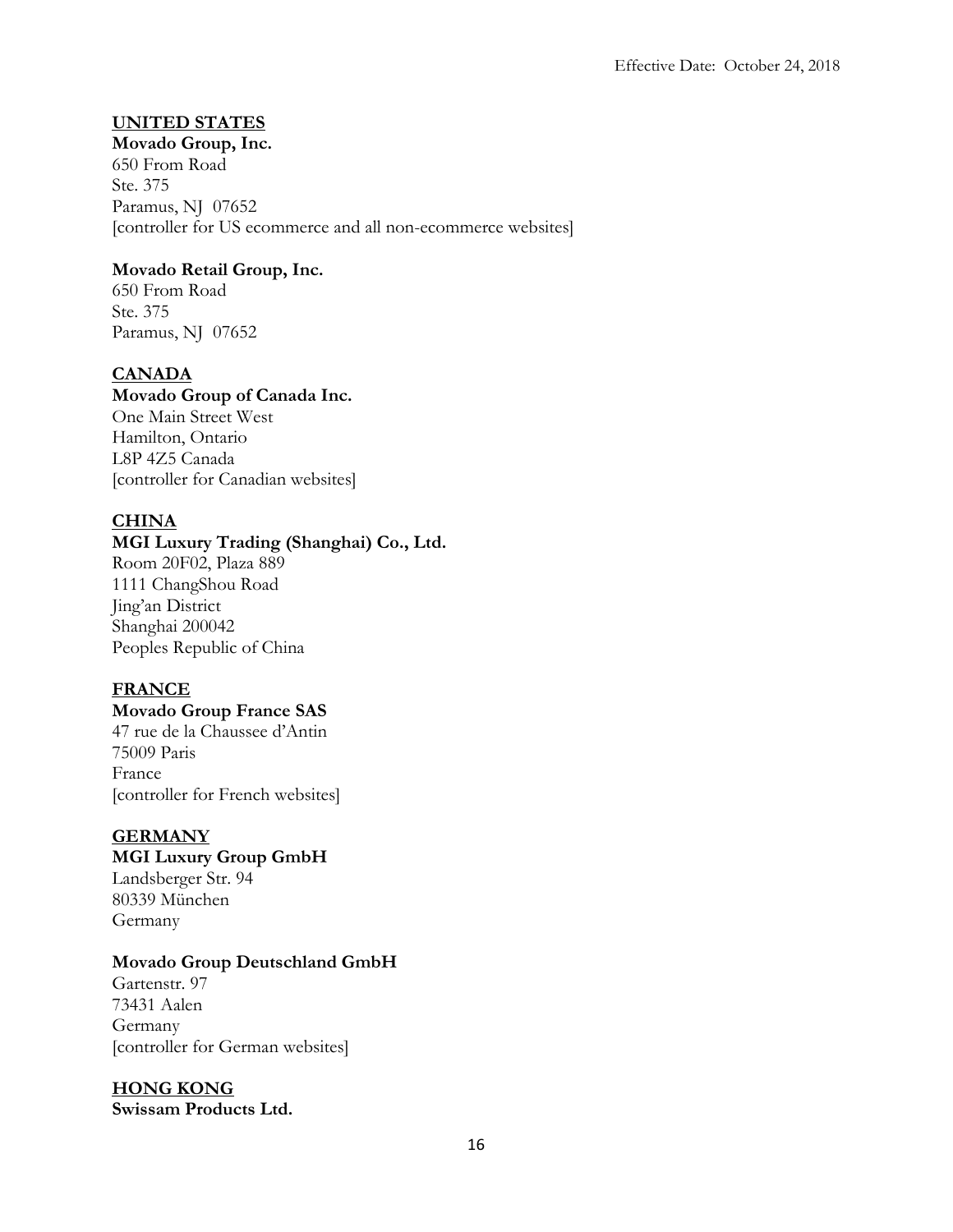Effective Date: October 24, 2018

**UNITED STATES**

**Movado Group, Inc.**
650 From Road
Ste. 375
Paramus, NJ 07652
[controller for US ecommerce and all non-ecommerce websites]

**Movado Retail Group, Inc.**
650 From Road
Ste. 375
Paramus, NJ 07652

**CANADA**

**Movado Group of Canada Inc.**
One Main Street West
Hamilton, Ontario
L8P 4Z5 Canada
[controller for Canadian websites]

**CHINA**

**MGI Luxury Trading (Shanghai) Co., Ltd.**
Room 20F02, Plaza 889
1111 ChangShou Road
Jing'an District
Shanghai 200042
Peoples Republic of China

**FRANCE**

**Movado Group France SAS**
47 rue de la Chaussee d'Antin
75009 Paris
France
[controller for French websites]

**GERMANY**

**MGI Luxury Group GmbH**
Landsberger Str. 94
80339 München
Germany

**Movado Group Deutschland GmbH**
Gartenstr. 97
73431 Aalen
Germany
[controller for German websites]

**HONG KONG**

**Swissam Products Ltd.**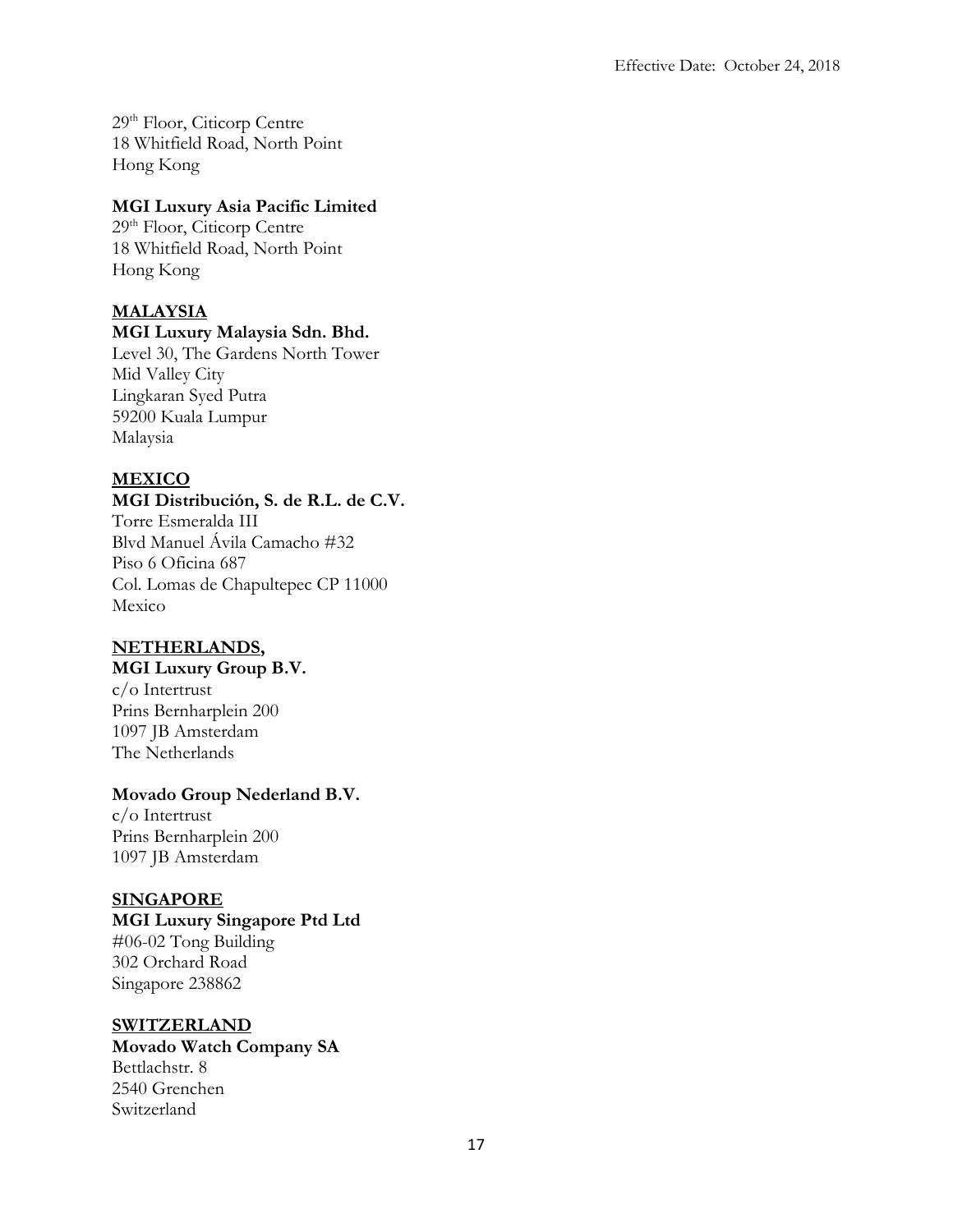29th Floor, Citicorp Centre
18 Whitfield Road, North Point
Hong Kong

**MGI Luxury Asia Pacific Limited**
29th Floor, Citicorp Centre
18 Whitfield Road, North Point
Hong Kong

**MALAYSIA**

**MGI Luxury Malaysia Sdn. Bhd.**
Level 30, The Gardens North Tower
Mid Valley City
Lingkaran Syed Putra
59200 Kuala Lumpur
Malaysia

**MEXICO**

**MGI Distribución, S. de R.L. de C.V.**
Torre Esmeralda III
Blvd Manuel Ávila Camacho #32
Piso 6 Oficina 687
Col. Lomas de Chapultepec CP 11000
Mexico

**NETHERLANDS,**

**MGI Luxury Group B.V.**
c/o Intertrust
Prins Bernharplein 200
1097 JB Amsterdam
The Netherlands

**Movado Group Nederland B.V.**
c/o Intertrust
Prins Bernharplein 200
1097 JB Amsterdam

**SINGAPORE**

**MGI Luxury Singapore Ptd Ltd**
#06-02 Tong Building
302 Orchard Road
Singapore 238862

**SWITZERLAND**

**Movado Watch Company SA**
Bettlachstr. 8
2540 Grenchen
Switzerland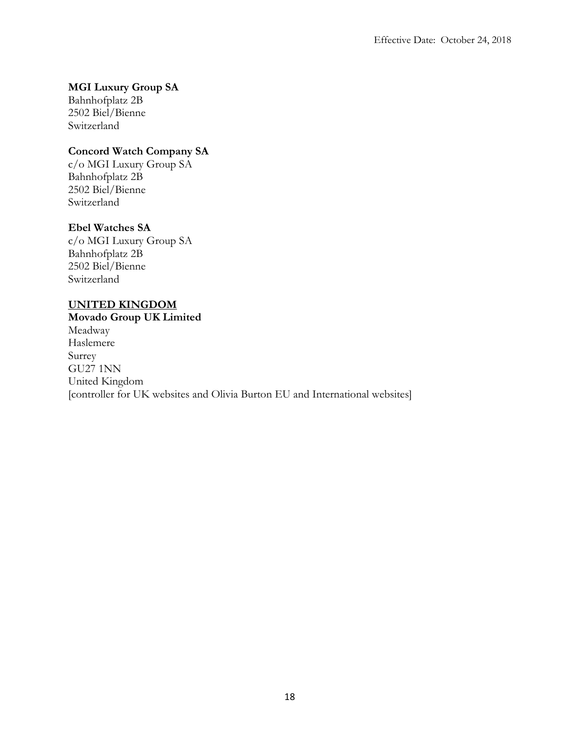**MGI Luxury Group SA**
Bahnhofplatz 2B
2502 Biel/Bienne
Switzerland

**Concord Watch Company SA**
c/o MGI Luxury Group SA
Bahnhofplatz 2B
2502 Biel/Bienne
Switzerland

**Ebel Watches SA**
c/o MGI Luxury Group SA
Bahnhofplatz 2B
2502 Biel/Bienne
Switzerland

**UNITED KINGDOM**

**Movado Group UK Limited**
Meadway
Haslemere
Surrey
GU27 1NN
United Kingdom
[controller for UK websites and Olivia Burton EU and International websites]